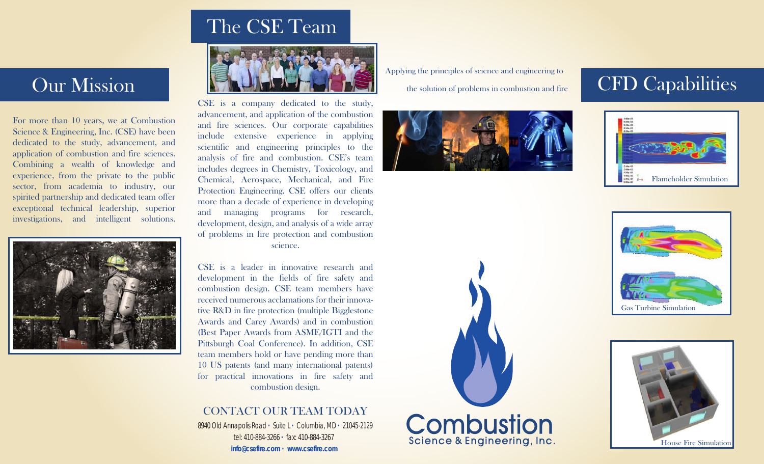# Our Mission

For more than 10 years, we at Combustion Science & Engineering, Inc. (CSE) have been dedicated to the study, advancement, and application of combustion and fire sciences. Combining a wealth of knowledge and experience, from the private to the public sector, from academia to industry, our spirited partnership and dedicated team offer exceptional technical leadership, superior investigations, and intelligent solutions.

# The CSE Team

CSE is a company dedicated to the study, advancement, and application of the combustion and fire sciences. Our corporate capabilities include extensive experience in applying scientific and engineering principles to the analysis of fire and combustion. CSE's team includes degrees in Chemistry, Toxicology, and Chemical, Aerospace, Mechanical, and Fire Protection Engineering. CSE offers our clients more than a decade of experience in developing and managing programs for research, development, design, and analysis of a wide array of problems in fire protection and combustion science.

CSE is a leader in innovative research and development in the fields of fire safety and combustion design. CSE team members have received numerous acclamations for their innovative R&D in fire protection (multiple Bigglestone Awards and Carey Awards) and in combustion (Best Paper Awards from ASME/IGTI and the Pittsburgh Coal Conference). In addition, CSE team members hold or have pending more than 10 US patents (and many international patents) for practical innovations in fire safety and combustion design.

## CONTACT OUR TEAM TODAY

8940 Old Annapolis Road • Suite L • Columbia, MD • 21045-2129
tel: 410-884-3266 • fax: 410-884-3267
**info@csefire.com • www.csefire.com**

Applying the principles of science and engineering to the solution of problems in combustion and fire

**Combustion**
Science & Engineering, Inc.

# CFD Capabilities

Flameholder Simulation

Gas Turbine Simulation

House Fire Simulation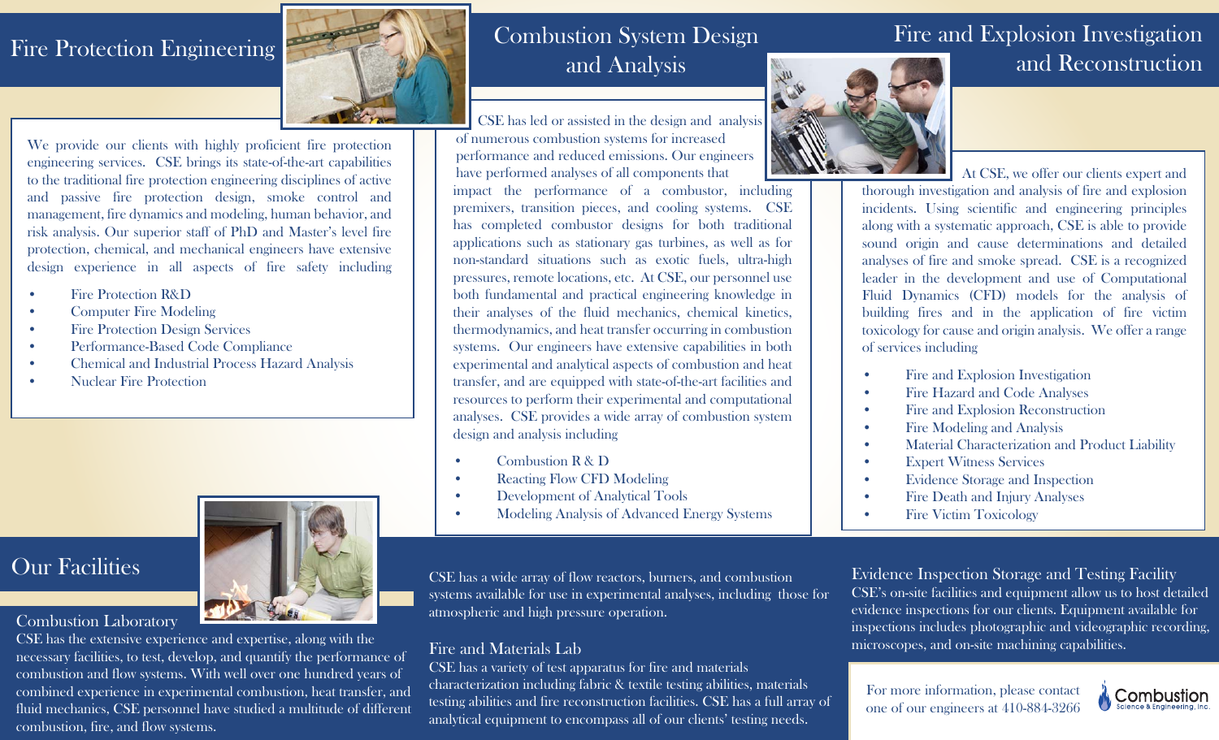# Fire Protection Engineering

We provide our clients with highly proficient fire protection engineering services. CSE brings its state-of-the-art capabilities to the traditional fire protection engineering disciplines of active and passive fire protection design, smoke control and management, fire dynamics and modeling, human behavior, and risk analysis. Our superior staff of PhD and Master's level fire protection, chemical, and mechanical engineers have extensive design experience in all aspects of fire safety including

- Fire Protection R&D
- Computer Fire Modeling
- Fire Protection Design Services
- Performance-Based Code Compliance
- Chemical and Industrial Process Hazard Analysis
- Nuclear Fire Protection

# Combustion System Design and Analysis

CSE has led or assisted in the design and analysis of numerous combustion systems for increased performance and reduced emissions. Our engineers have performed analyses of all components that impact the performance of a combustor, including premixers, transition pieces, and cooling systems. CSE has completed combustor designs for both traditional applications such as stationary gas turbines, as well as for non-standard situations such as exotic fuels, ultra-high pressures, remote locations, etc. At CSE, our personnel use both fundamental and practical engineering knowledge in their analyses of the fluid mechanics, chemical kinetics, thermodynamics, and heat transfer occurring in combustion systems. Our engineers have extensive capabilities in both experimental and analytical aspects of combustion and heat transfer, and are equipped with state-of-the-art facilities and resources to perform their experimental and computational analyses. CSE provides a wide array of combustion system design and analysis including

- Combustion R & D
- Reacting Flow CFD Modeling
- Development of Analytical Tools
- Modeling Analysis of Advanced Energy Systems

# Fire and Explosion Investigation and Reconstruction

At CSE, we offer our clients expert and thorough investigation and analysis of fire and explosion incidents. Using scientific and engineering principles along with a systematic approach, CSE is able to provide sound origin and cause determinations and detailed analyses of fire and smoke spread. CSE is a recognized leader in the development and use of Computational Fluid Dynamics (CFD) models for the analysis of building fires and in the application of fire victim toxicology for cause and origin analysis. We offer a range of services including

- Fire and Explosion Investigation
- Fire Hazard and Code Analyses
- Fire and Explosion Reconstruction
- Fire Modeling and Analysis
- Material Characterization and Product Liability
- Expert Witness Services
- Evidence Storage and Inspection
- Fire Death and Injury Analyses
- Fire Victim Toxicology

# Our Facilities

## Combustion Laboratory

CSE has the extensive experience and expertise, along with the necessary facilities, to test, develop, and quantify the performance of combustion and flow systems. With well over one hundred years of combined experience in experimental combustion, heat transfer, and fluid mechanics, CSE personnel have studied a multitude of different combustion, fire, and flow systems.

CSE has a wide array of flow reactors, burners, and combustion systems available for use in experimental analyses, including those for atmospheric and high pressure operation.

## Fire and Materials Lab

CSE has a variety of test apparatus for fire and materials characterization including fabric & textile testing abilities, materials testing abilities and fire reconstruction facilities. CSE has a full array of analytical equipment to encompass all of our clients' testing needs.

## Evidence Inspection Storage and Testing Facility

CSE's on-site facilities and equipment allow us to host detailed evidence inspections for our clients. Equipment available for inspections includes photographic and videographic recording, microscopes, and on-site machining capabilities.

For more information, please contact one of our engineers at 410-884-3266

Combustion Science & Engineering, Inc.